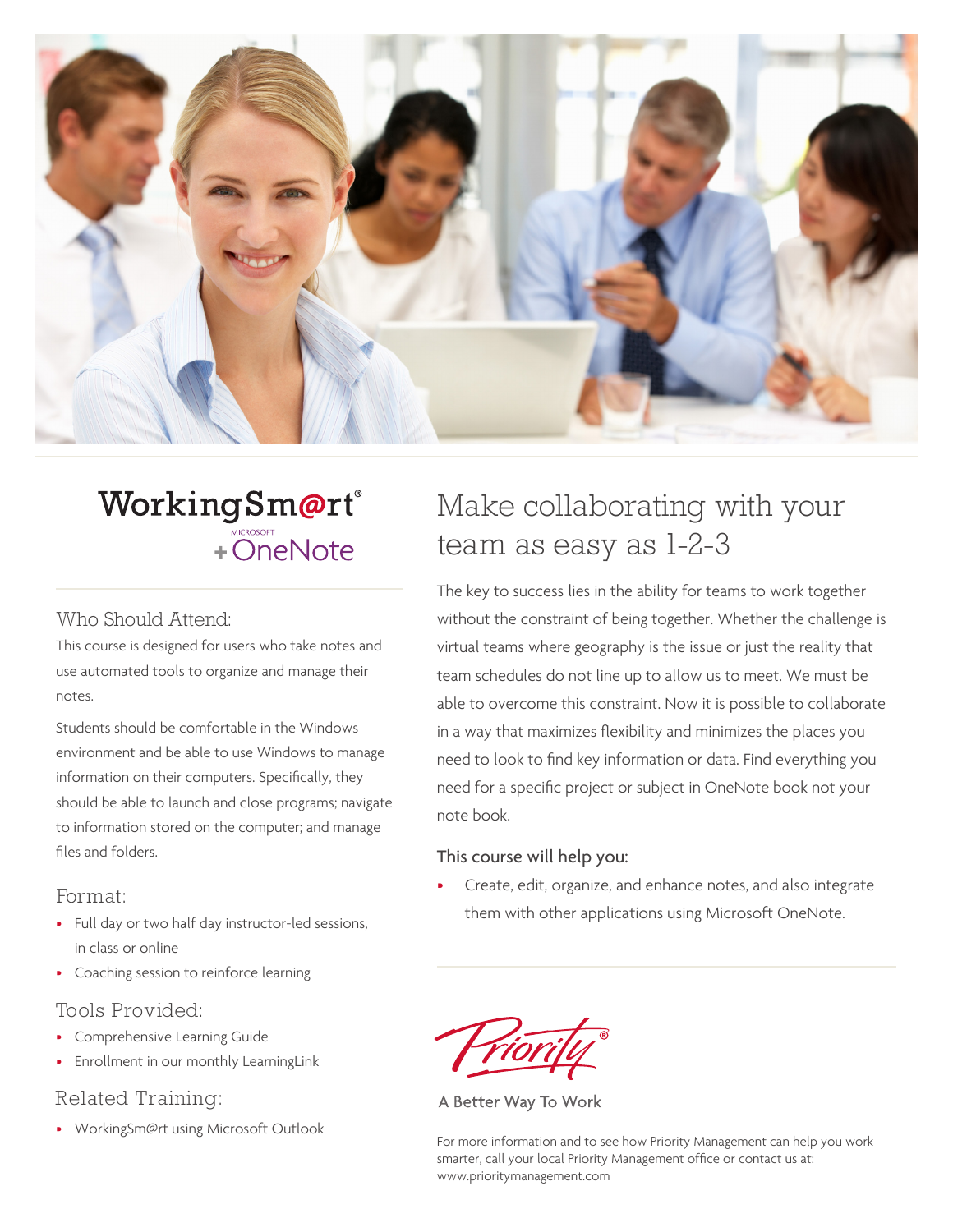# WorkingSm@rt® + Microsoft OneNote

## Who Should Attend:

This course is designed for users who take notes and use automated tools to organize and manage their notes.

Students should be comfortable in the Windows environment and be able to use Windows to manage information on their computers. Specifically, they should be able to launch and close programs; navigate to information stored on the computer; and manage files and folders.

## Format:

- Full day or two half day instructor-led sessions, in class or online
- Coaching session to reinforce learning

## Tools Provided:

- Comprehensive Learning Guide
- Enrollment in our monthly LearningLink

## Related Training:

- WorkingSm@rt using Microsoft Outlook

# Make collaborating with your team as easy as 1-2-3

The key to success lies in the ability for teams to work together without the constraint of being together. Whether the challenge is virtual teams where geography is the issue or just the reality that team schedules do not line up to allow us to meet. We must be able to overcome this constraint. Now it is possible to collaborate in a way that maximizes flexibility and minimizes the places you need to look to find key information or data. Find everything you need for a specific project or subject in OneNote book not your note book.

### This course will help you:

- Create, edit, organize, and enhance notes, and also integrate them with other applications using Microsoft OneNote.

Priority®

A Better Way To Work

For more information and to see how Priority Management can help you work smarter, call your local Priority Management office or contact us at: www.prioritymanagement.com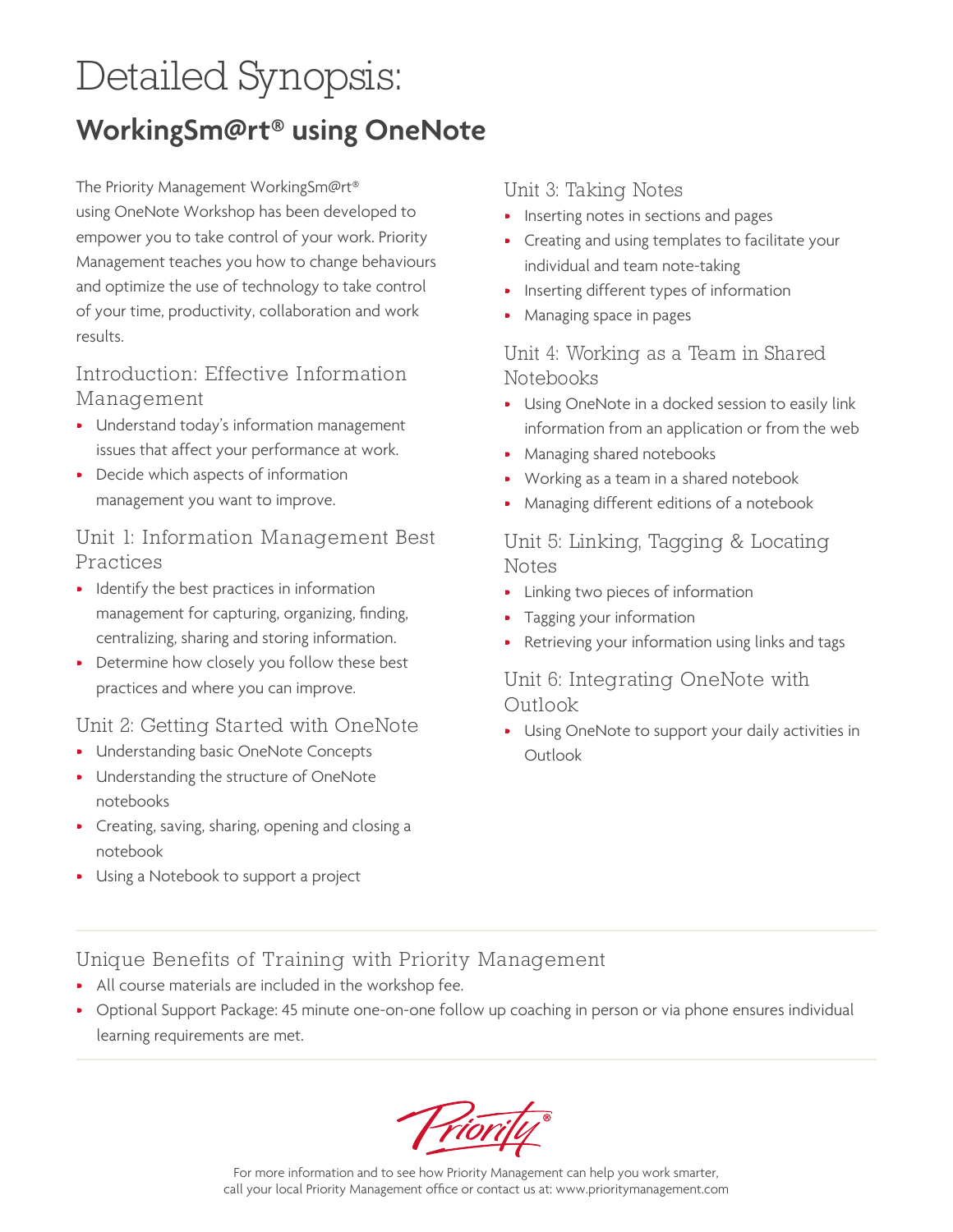# Detailed Synopsis:

## WorkingSm@rt® using OneNote

The Priority Management WorkingSm@rt® using OneNote Workshop has been developed to empower you to take control of your work. Priority Management teaches you how to change behaviours and optimize the use of technology to take control of your time, productivity, collaboration and work results.

### Introduction: Effective Information Management

- Understand today's information management issues that affect your performance at work.
- Decide which aspects of information management you want to improve.

### Unit 1: Information Management Best Practices

- Identify the best practices in information management for capturing, organizing, finding, centralizing, sharing and storing information.
- Determine how closely you follow these best practices and where you can improve.

### Unit 2: Getting Started with OneNote

- Understanding basic OneNote Concepts
- Understanding the structure of OneNote notebooks
- Creating, saving, sharing, opening and closing a notebook
- Using a Notebook to support a project

### Unit 3: Taking Notes

- Inserting notes in sections and pages
- Creating and using templates to facilitate your individual and team note-taking
- Inserting different types of information
- Managing space in pages

### Unit 4: Working as a Team in Shared Notebooks

- Using OneNote in a docked session to easily link information from an application or from the web
- Managing shared notebooks
- Working as a team in a shared notebook
- Managing different editions of a notebook

### Unit 5: Linking, Tagging & Locating Notes

- Linking two pieces of information
- Tagging your information
- Retrieving your information using links and tags

### Unit 6: Integrating OneNote with Outlook

- Using OneNote to support your daily activities in Outlook

### Unique Benefits of Training with Priority Management

- All course materials are included in the workshop fee.
- Optional Support Package: 45 minute one-on-one follow up coaching in person or via phone ensures individual learning requirements are met.

Priority®

For more information and to see how Priority Management can help you work smarter, call your local Priority Management office or contact us at: www.prioritymanagement.com